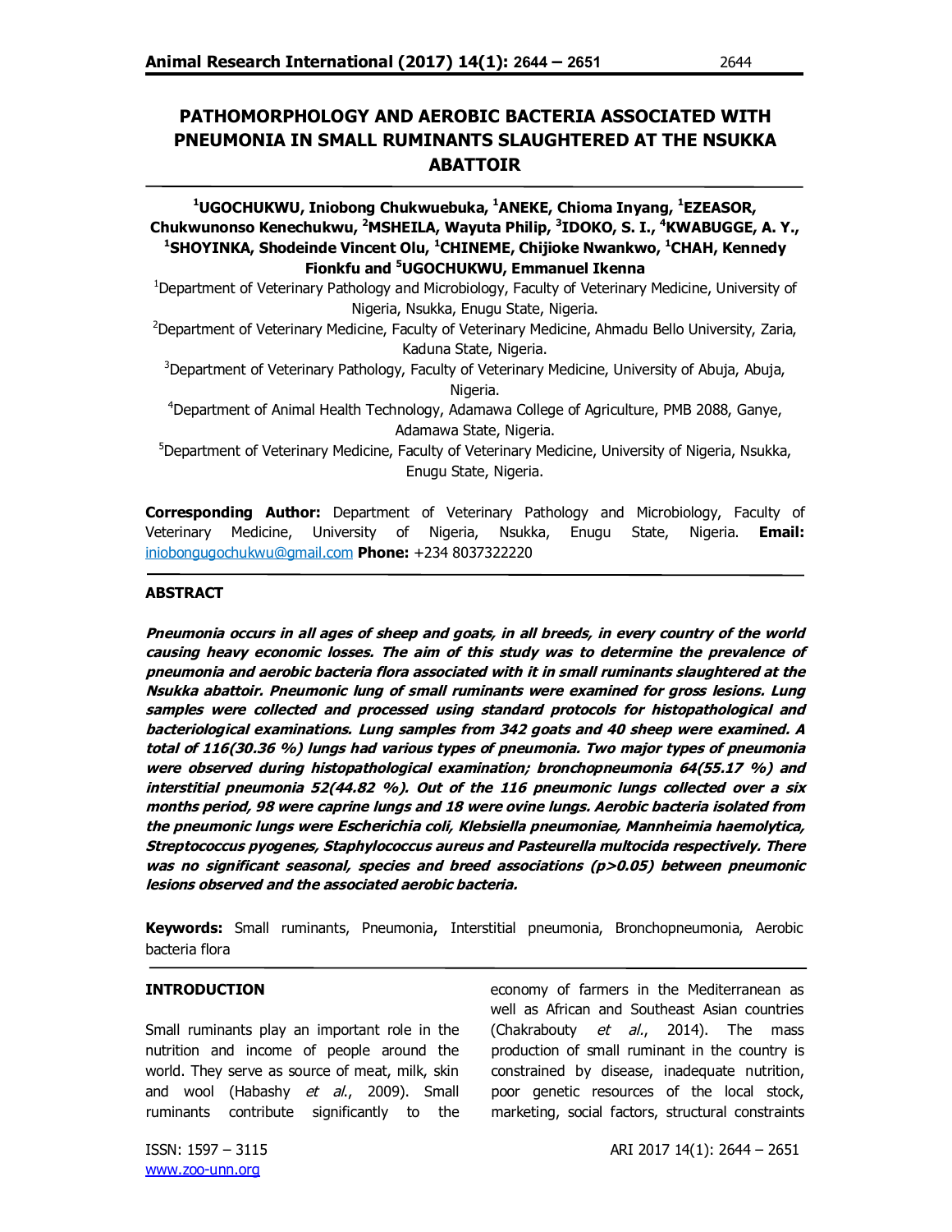# PATHOMORPHOLOGY AND AEROBIC BACTERIA ASSOCIATED WITH PNEUMONIA IN SMALL RUMINANTS SLAUGHTERED AT THE NSUKKA ABATTOIR

**[1]UGOCHUKWU, Iniobong Chukwuebuka, [1]ANEKE, Chioma Inyang, [1]EZEASOR, Chukwunonso Kenechukwu, [2]MSHEILA, Wayuta Philip, [3]IDOKO, S. I., [4]KWABUGGE, A. Y., [1]SHOYINKA, Shodeinde Vincent Olu, [1]CHINEME, Chijioke Nwankwo, [1]CHAH, Kennedy Fionkfu and [5]UGOCHUKWU, Emmanuel Ikenna**

[1]Department of Veterinary Pathology and Microbiology, Faculty of Veterinary Medicine, University of Nigeria, Nsukka, Enugu State, Nigeria.

[2]Department of Veterinary Medicine, Faculty of Veterinary Medicine, Ahmadu Bello University, Zaria, Kaduna State, Nigeria.

[3]Department of Veterinary Pathology, Faculty of Veterinary Medicine, University of Abuja, Abuja, Nigeria.

[4]Department of Animal Health Technology, Adamawa College of Agriculture, PMB 2088, Ganye, Adamawa State, Nigeria.

[5]Department of Veterinary Medicine, Faculty of Veterinary Medicine, University of Nigeria, Nsukka, Enugu State, Nigeria.

**Corresponding Author:** Department of Veterinary Pathology and Microbiology, Faculty of Veterinary Medicine, University of Nigeria, Nsukka, Enugu State, Nigeria. **Email:** iniobongugochukwu@gmail.com **Phone:** +234 8037322220

## ABSTRACT

***Pneumonia occurs in all ages of sheep and goats, in all breeds, in every country of the world causing heavy economic losses. The aim of this study was to determine the prevalence of pneumonia and aerobic bacteria flora associated with it in small ruminants slaughtered at the Nsukka abattoir. Pneumonic lung of small ruminants were examined for gross lesions. Lung samples were collected and processed using standard protocols for histopathological and bacteriological examinations. Lung samples from 342 goats and 40 sheep were examined. A total of 116(30.36 %) lungs had various types of pneumonia. Two major types of pneumonia were observed during histopathological examination; bronchopneumonia 64(55.17 %) and interstitial pneumonia 52(44.82 %). Out of the 116 pneumonic lungs collected over a six months period, 98 were caprine lungs and 18 were ovine lungs. Aerobic bacteria isolated from the pneumonic lungs were Escherichia coli, Klebsiella pneumoniae, Mannheimia haemolytica, Streptococcus pyogenes, Staphylococcus aureus and Pasteurella multocida respectively. There was no significant seasonal, species and breed associations (p>0.05) between pneumonic lesions observed and the associated aerobic bacteria.***

**Keywords:** Small ruminants, Pneumonia, Interstitial pneumonia, Bronchopneumonia, Aerobic bacteria flora

## INTRODUCTION

Small ruminants play an important role in the nutrition and income of people around the world. They serve as source of meat, milk, skin and wool (Habashy *et al.*, 2009). Small ruminants contribute significantly to the economy of farmers in the Mediterranean as well as African and Southeast Asian countries (Chakrabouty *et al.*, 2014). The mass production of small ruminant in the country is constrained by disease, inadequate nutrition, poor genetic resources of the local stock, marketing, social factors, structural constraints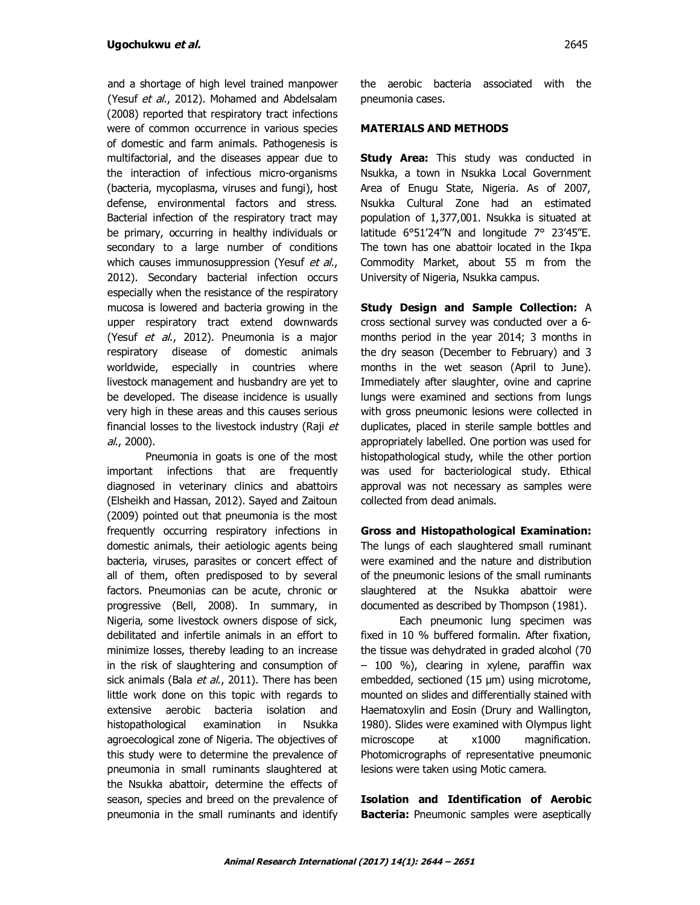and a shortage of high level trained manpower (Yesuf *et al*., 2012). Mohamed and Abdelsalam (2008) reported that respiratory tract infections were of common occurrence in various species of domestic and farm animals. Pathogenesis is multifactorial, and the diseases appear due to the interaction of infectious micro-organisms (bacteria, mycoplasma, viruses and fungi), host defense, environmental factors and stress. Bacterial infection of the respiratory tract may be primary, occurring in healthy individuals or secondary to a large number of conditions which causes immunosuppression (Yesuf *et al*., 2012). Secondary bacterial infection occurs especially when the resistance of the respiratory mucosa is lowered and bacteria growing in the upper respiratory tract extend downwards (Yesuf *et al*., 2012). Pneumonia is a major respiratory disease of domestic animals worldwide, especially in countries where livestock management and husbandry are yet to be developed. The disease incidence is usually very high in these areas and this causes serious financial losses to the livestock industry (Raji *et al*., 2000).

Pneumonia in goats is one of the most important infections that are frequently diagnosed in veterinary clinics and abattoirs (Elsheikh and Hassan, 2012). Sayed and Zaitoun (2009) pointed out that pneumonia is the most frequently occurring respiratory infections in domestic animals, their aetiologic agents being bacteria, viruses, parasites or concert effect of all of them, often predisposed to by several factors. Pneumonias can be acute, chronic or progressive (Bell, 2008). In summary, in Nigeria, some livestock owners dispose of sick, debilitated and infertile animals in an effort to minimize losses, thereby leading to an increase in the risk of slaughtering and consumption of sick animals (Bala *et al*., 2011). There has been little work done on this topic with regards to extensive aerobic bacteria isolation and histopathological examination in Nsukka agroecological zone of Nigeria. The objectives of this study were to determine the prevalence of pneumonia in small ruminants slaughtered at the Nsukka abattoir, determine the effects of season, species and breed on the prevalence of pneumonia in the small ruminants and identify the aerobic bacteria associated with the pneumonia cases.

## MATERIALS AND METHODS

**Study Area:** This study was conducted in Nsukka, a town in Nsukka Local Government Area of Enugu State, Nigeria. As of 2007, Nsukka Cultural Zone had an estimated population of 1,377,001. Nsukka is situated at latitude 6°51′24″N and longitude 7° 23′45″E. The town has one abattoir located in the Ikpa Commodity Market, about 55 m from the University of Nigeria, Nsukka campus.

**Study Design and Sample Collection:** A cross sectional survey was conducted over a 6-months period in the year 2014; 3 months in the dry season (December to February) and 3 months in the wet season (April to June). Immediately after slaughter, ovine and caprine lungs were examined and sections from lungs with gross pneumonic lesions were collected in duplicates, placed in sterile sample bottles and appropriately labelled. One portion was used for histopathological study, while the other portion was used for bacteriological study. Ethical approval was not necessary as samples were collected from dead animals.

**Gross and Histopathological Examination:** The lungs of each slaughtered small ruminant were examined and the nature and distribution of the pneumonic lesions of the small ruminants slaughtered at the Nsukka abattoir were documented as described by Thompson (1981).

Each pneumonic lung specimen was fixed in 10 % buffered formalin. After fixation, the tissue was dehydrated in graded alcohol (70 – 100 %), clearing in xylene, paraffin wax embedded, sectioned (15 µm) using microtome, mounted on slides and differentially stained with Haematoxylin and Eosin (Drury and Wallington, 1980). Slides were examined with Olympus light microscope at x1000 magnification. Photomicrographs of representative pneumonic lesions were taken using Motic camera.

**Isolation and Identification of Aerobic Bacteria:** Pneumonic samples were aseptically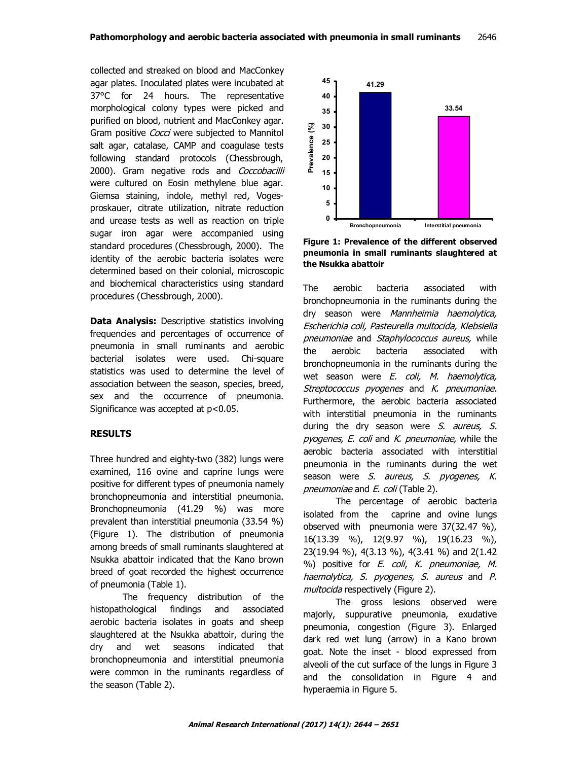collected and streaked on blood and MacConkey agar plates. Inoculated plates were incubated at 37°C for 24 hours. The representative morphological colony types were picked and purified on blood, nutrient and MacConkey agar. Gram positive *Cocci* were subjected to Mannitol salt agar, catalase, CAMP and coagulase tests following standard protocols (Chessbrough, 2000). Gram negative rods and *Coccobacilli* were cultured on Eosin methylene blue agar. Giemsa staining, indole, methyl red, Voges-proskauer, citrate utilization, nitrate reduction and urease tests as well as reaction on triple sugar iron agar were accompanied using standard procedures (Chessbrough, 2000). The identity of the aerobic bacteria isolates were determined based on their colonial, microscopic and biochemical characteristics using standard procedures (Chessbrough, 2000).

**Data Analysis:** Descriptive statistics involving frequencies and percentages of occurrence of pneumonia in small ruminants and aerobic bacterial isolates were used. Chi-square statistics was used to determine the level of association between the season, species, breed, sex and the occurrence of pneumonia. Significance was accepted at $p<0.05$.

## RESULTS

Three hundred and eighty-two (382) lungs were examined, 116 ovine and caprine lungs were positive for different types of pneumonia namely bronchopneumonia and interstitial pneumonia. Bronchopneumonia (41.29 %) was more prevalent than interstitial pneumonia (33.54 %) (Figure 1). The distribution of pneumonia among breeds of small ruminants slaughtered at Nsukka abattoir indicated that the Kano brown breed of goat recorded the highest occurrence of pneumonia (Table 1).

The frequency distribution of the histopathological findings and associated aerobic bacteria isolates in goats and sheep slaughtered at the Nsukka abattoir, during the dry and wet seasons indicated that bronchopneumonia and interstitial pneumonia were common in the ruminants regardless of the season (Table 2).

**Figure 1: Prevalence of the different observed pneumonia in small ruminants slaughtered at the Nsukka abattoir**

The aerobic bacteria associated with bronchopneumonia in the ruminants during the dry season were *Mannheimia haemolytica, Escherichia coli, Pasteurella multocida, Klebsiella pneumoniae* and *Staphylococcus aureus,* while the aerobic bacteria associated with bronchopneumonia in the ruminants during the wet season were *E. coli, M. haemolytica, Streptococcus pyogenes* and *K. pneumoniae.* Furthermore, the aerobic bacteria associated with interstitial pneumonia in the ruminants during the dry season were *S. aureus, S. pyogenes, E. coli* and *K. pneumoniae,* while the aerobic bacteria associated with interstitial pneumonia in the ruminants during the wet season were *S. aureus, S. pyogenes, K. pneumoniae* and *E. coli* (Table 2).

The percentage of aerobic bacteria isolated from the caprine and ovine lungs observed with pneumonia were 37(32.47 %), 16(13.39 %), 12(9.97 %), 19(16.23 %), 23(19.94 %), 4(3.13 %), 4(3.41 %) and 2(1.42 %) positive for *E. coli*, *K. pneumoniae, M. haemolytica, S. pyogenes, S. aureus* and *P. multocida* respectively (Figure 2).

The gross lesions observed were majorly, suppurative pneumonia, exudative pneumonia, congestion (Figure 3). Enlarged dark red wet lung (arrow) in a Kano brown goat. Note the inset - blood expressed from alveoli of the cut surface of the lungs in Figure 3 and the consolidation in Figure 4 and hyperaemia in Figure 5.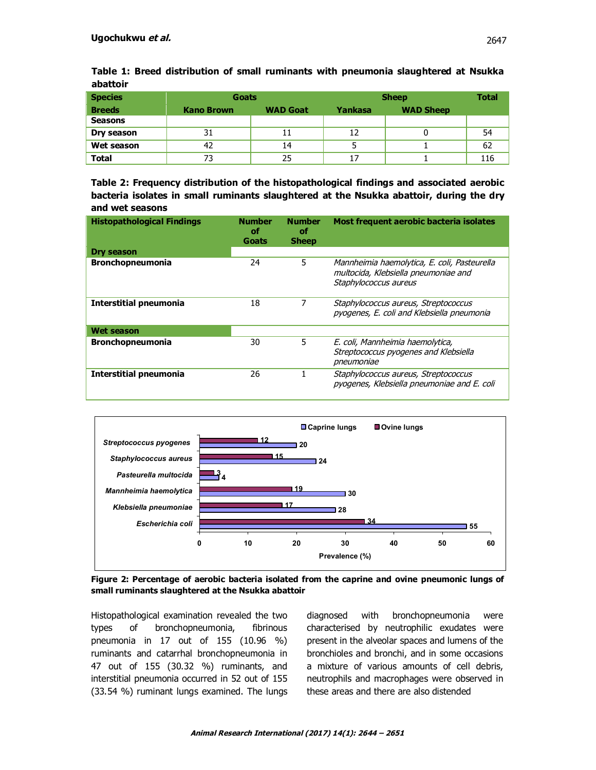**Table 1: Breed distribution of small ruminants with pneumonia slaughtered at Nsukka abattoir**

| Species | Goats | | Sheep | | Total |
|---|---|---|---|---|---|
| Breeds | Kano Brown | WAD Goat | Yankasa | WAD Sheep | |
| Seasons | | | | | |
| Dry season | 31 | 11 | 12 | 0 | 54 |
| Wet season | 42 | 14 | 5 | 1 | 62 |
| Total | 73 | 25 | 17 | 1 | 116 |

**Table 2: Frequency distribution of the histopathological findings and associated aerobic bacteria isolates in small ruminants slaughtered at the Nsukka abattoir, during the dry and wet seasons**

| Histopathological Findings | Number of Goats | Number of Sheep | Most frequent aerobic bacteria isolates |
|---|---|---|---|
| **Dry season** | | | |
| **Bronchopneumonia** | 24 | 5 | *Mannheimia haemolytica, E. coli, Pasteurella multocida, Klebsiella pneumoniae and Staphylococcus aureus* |
| **Interstitial pneumonia** | 18 | 7 | *Staphylococcus aureus, Streptococcus pyogenes, E. coli and Klebsiella pneumonia* |
| **Wet season** | | | |
| **Bronchopneumonia** | 30 | 5 | *E. coli, Mannheimia haemolytica, Streptococcus pyogenes and Klebsiella pneumoniae* |
| **Interstitial pneumonia** | 26 | 1 | *Staphylococcus aureus, Streptococcus pyogenes, Klebsiella pneumoniae and E. coli* |

| Bacteria | Caprine lungs (%) | Ovine lungs (%) |
|---|---|---|
| *Streptococcus pyogenes* | 20 | 12 |
| *Staphylococcus aureus* | 24 | 15 |
| *Pasteurella multocida* | 4 | 3 |
| *Mannheimia haemolytica* | 30 | 19 |
| *Klebsiella pneumoniae* | 28 | 17 |
| *Escherichia coli* | 55 | 34 |

**Figure 2: Percentage of aerobic bacteria isolated from the caprine and ovine pneumonic lungs of small ruminants slaughtered at the Nsukka abattoir**

Histopathological examination revealed the two types of bronchopneumonia, fibrinous pneumonia in 17 out of 155 (10.96 %) ruminants and catarrhal bronchopneumonia in 47 out of 155 (30.32 %) ruminants, and interstitial pneumonia occurred in 52 out of 155 (33.54 %) ruminant lungs examined. The lungs diagnosed with bronchopneumonia were characterised by neutrophilic exudates were present in the alveolar spaces and lumens of the bronchioles and bronchi, and in some occasions a mixture of various amounts of cell debris, neutrophils and macrophages were observed in these areas and there are also distended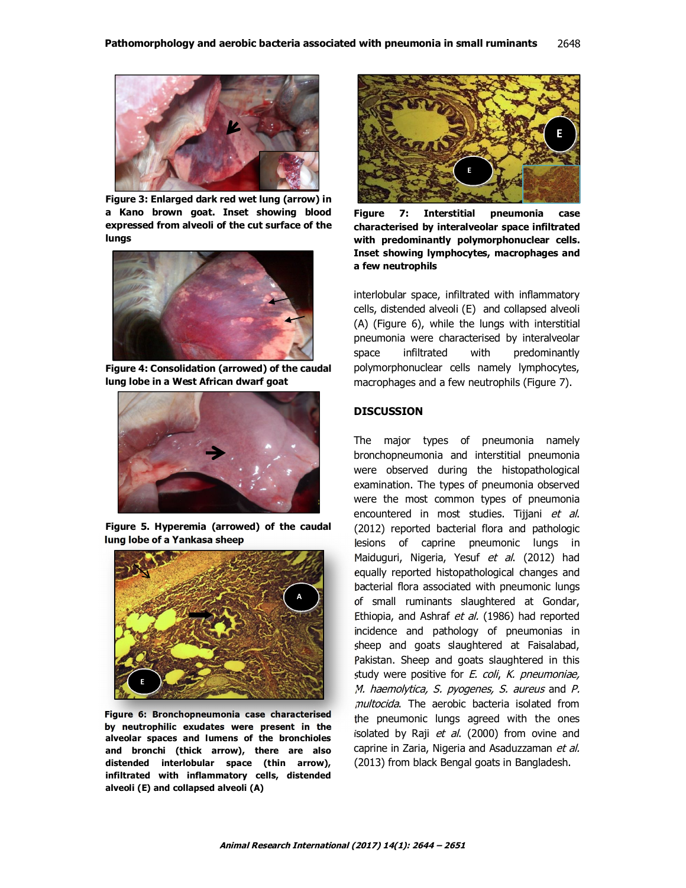**Figure 3: Enlarged dark red wet lung (arrow) in a Kano brown goat. Inset showing blood expressed from alveoli of the cut surface of the lungs**

**Figure 4: Consolidation (arrowed) of the caudal lung lobe in a West African dwarf goat**

**Figure 5. Hyperemia (arrowed) of the caudal lung lobe of a Yankasa sheep**

**Figure 6: Bronchopneumonia case characterised by neutrophilic exudates were present in the alveolar spaces and lumens of the bronchioles and bronchi (thick arrow), there are also distended interlobular space (thin arrow), infiltrated with inflammatory cells, distended alveoli (E) and collapsed alveoli (A)**

**Figure 7: Interstitial pneumonia case characterised by interalveolar space infiltrated with predominantly polymorphonuclear cells. Inset showing lymphocytes, macrophages and a few neutrophils**

interlobular space, infiltrated with inflammatory cells, distended alveoli (E) and collapsed alveoli (A) (Figure 6), while the lungs with interstitial pneumonia were characterised by interalveolar space infiltrated with predominantly polymorphonuclear cells namely lymphocytes, macrophages and a few neutrophils (Figure 7).

## DISCUSSION

The major types of pneumonia namely bronchopneumonia and interstitial pneumonia were observed during the histopathological examination. The types of pneumonia observed were the most common types of pneumonia encountered in most studies. Tijjani *et al.* (2012) reported bacterial flora and pathologic lesions of caprine pneumonic lungs in Maiduguri, Nigeria, Yesuf *et al.* (2012) had equally reported histopathological changes and bacterial flora associated with pneumonic lungs of small ruminants slaughtered at Gondar, Ethiopia, and Ashraf *et al.* (1986) had reported incidence and pathology of pneumonias in sheep and goats slaughtered at Faisalabad, Pakistan. Sheep and goats slaughtered in this study were positive for *E. coli*, *K. pneumoniae, M. haemolytica, S. pyogenes, S. aureus* and *P. multocida*. The aerobic bacteria isolated from the pneumonic lungs agreed with the ones isolated by Raji *et al.* (2000) from ovine and caprine in Zaria, Nigeria and Asaduzzaman *et al.* (2013) from black Bengal goats in Bangladesh.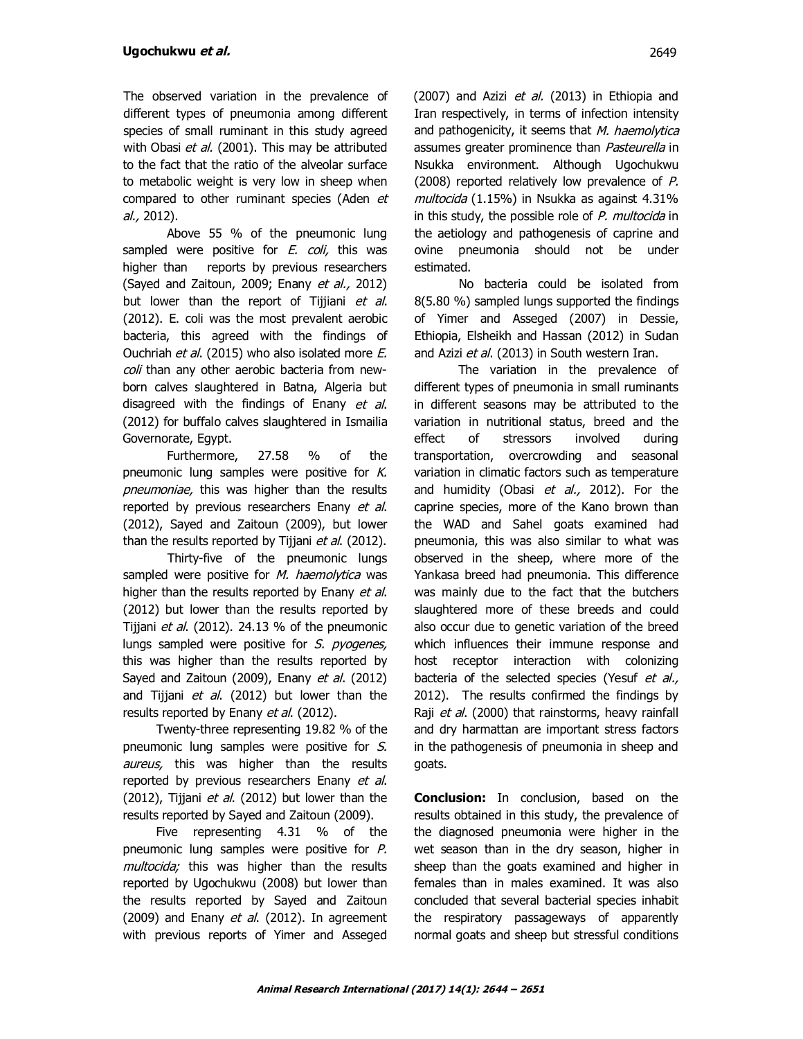The observed variation in the prevalence of different types of pneumonia among different species of small ruminant in this study agreed with Obasi *et al.* (2001). This may be attributed to the fact that the ratio of the alveolar surface to metabolic weight is very low in sheep when compared to other ruminant species (Aden *et al.,* 2012).

Above 55 % of the pneumonic lung sampled were positive for *E. coli,* this was higher than reports by previous researchers (Sayed and Zaitoun, 2009; Enany *et al.,* 2012) but lower than the report of Tijjiani *et al*. (2012). E. coli was the most prevalent aerobic bacteria, this agreed with the findings of Ouchriah *et al*. (2015) who also isolated more *E. coli* than any other aerobic bacteria from new-born calves slaughtered in Batna, Algeria but disagreed with the findings of Enany *et al*. (2012) for buffalo calves slaughtered in Ismailia Governorate, Egypt.

Furthermore, 27.58 % of the pneumonic lung samples were positive for *K. pneumoniae,* this was higher than the results reported by previous researchers Enany *et al*. (2012), Sayed and Zaitoun (2009), but lower than the results reported by Tijjani *et al*. (2012).

Thirty-five of the pneumonic lungs sampled were positive for *M. haemolytica* was higher than the results reported by Enany *et al*. (2012) but lower than the results reported by Tijjani *et al*. (2012). 24.13 % of the pneumonic lungs sampled were positive for *S. pyogenes,* this was higher than the results reported by Sayed and Zaitoun (2009), Enany *et al*. (2012) and Tijjani *et al*. (2012) but lower than the results reported by Enany *et al*. (2012).

Twenty-three representing 19.82 % of the pneumonic lung samples were positive for *S. aureus,* this was higher than the results reported by previous researchers Enany *et al*. (2012), Tijjani *et al*. (2012) but lower than the results reported by Sayed and Zaitoun (2009).

Five representing 4.31 % of the pneumonic lung samples were positive for *P. multocida;* this was higher than the results reported by Ugochukwu (2008) but lower than the results reported by Sayed and Zaitoun (2009) and Enany *et al*. (2012). In agreement with previous reports of Yimer and Asseged (2007) and Azizi *et al.* (2013) in Ethiopia and Iran respectively, in terms of infection intensity and pathogenicity, it seems that *M. haemolytica* assumes greater prominence than *Pasteurella* in Nsukka environment. Although Ugochukwu (2008) reported relatively low prevalence of *P. multocida* (1.15%) in Nsukka as against 4.31% in this study, the possible role of *P. multocida* in the aetiology and pathogenesis of caprine and ovine pneumonia should not be under estimated.

No bacteria could be isolated from 8(5.80 %) sampled lungs supported the findings of Yimer and Asseged (2007) in Dessie, Ethiopia, Elsheikh and Hassan (2012) in Sudan and Azizi *et al*. (2013) in South western Iran.

The variation in the prevalence of different types of pneumonia in small ruminants in different seasons may be attributed to the variation in nutritional status, breed and the effect of stressors involved during transportation, overcrowding and seasonal variation in climatic factors such as temperature and humidity (Obasi *et al.,* 2012). For the caprine species, more of the Kano brown than the WAD and Sahel goats examined had pneumonia, this was also similar to what was observed in the sheep, where more of the Yankasa breed had pneumonia. This difference was mainly due to the fact that the butchers slaughtered more of these breeds and could also occur due to genetic variation of the breed which influences their immune response and host receptor interaction with colonizing bacteria of the selected species (Yesuf *et al.,* 2012). The results confirmed the findings by Raji *et al*. (2000) that rainstorms, heavy rainfall and dry harmattan are important stress factors in the pathogenesis of pneumonia in sheep and goats.

**Conclusion:** In conclusion, based on the results obtained in this study, the prevalence of the diagnosed pneumonia were higher in the wet season than in the dry season, higher in sheep than the goats examined and higher in females than in males examined. It was also concluded that several bacterial species inhabit the respiratory passageways of apparently normal goats and sheep but stressful conditions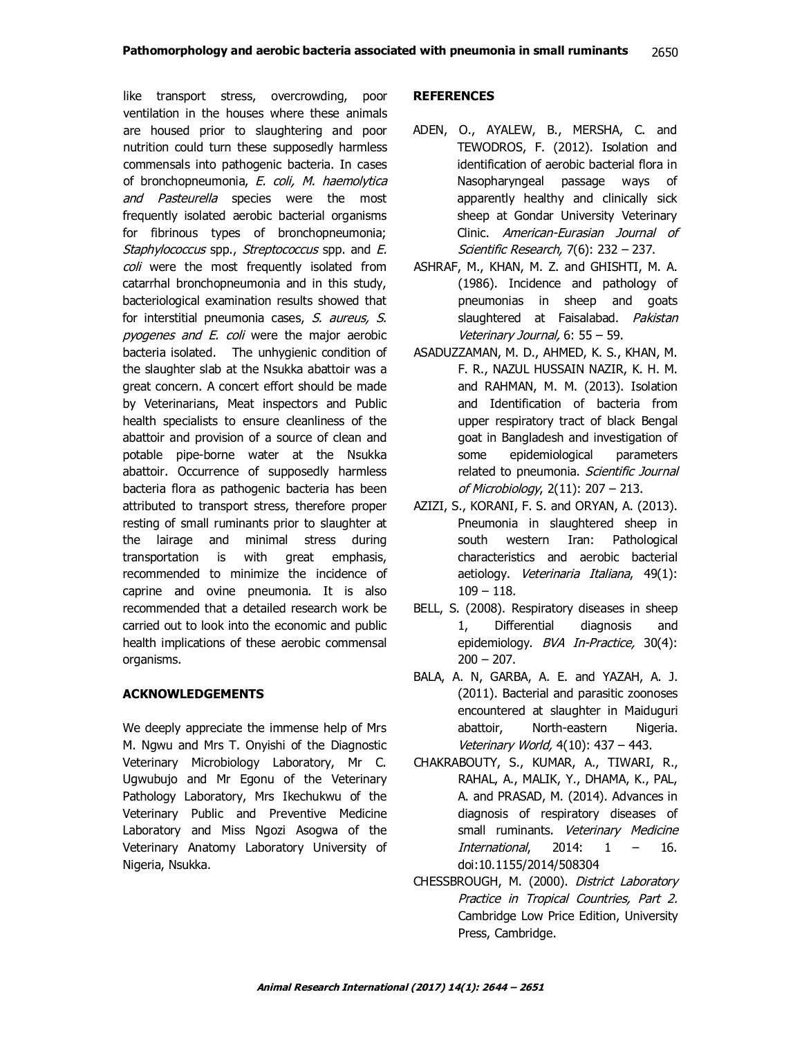like transport stress, overcrowding, poor ventilation in the houses where these animals are housed prior to slaughtering and poor nutrition could turn these supposedly harmless commensals into pathogenic bacteria. In cases of bronchopneumonia, *E. coli, M. haemolytica and Pasteurella* species were the most frequently isolated aerobic bacterial organisms for fibrinous types of bronchopneumonia; *Staphylococcus* spp., *Streptococcus* spp. and *E. coli* were the most frequently isolated from catarrhal bronchopneumonia and in this study, bacteriological examination results showed that for interstitial pneumonia cases, *S. aureus, S. pyogenes and E. coli* were the major aerobic bacteria isolated. The unhygienic condition of the slaughter slab at the Nsukka abattoir was a great concern. A concert effort should be made by Veterinarians, Meat inspectors and Public health specialists to ensure cleanliness of the abattoir and provision of a source of clean and potable pipe-borne water at the Nsukka abattoir. Occurrence of supposedly harmless bacteria flora as pathogenic bacteria has been attributed to transport stress, therefore proper resting of small ruminants prior to slaughter at the lairage and minimal stress during transportation is with great emphasis, recommended to minimize the incidence of caprine and ovine pneumonia. It is also recommended that a detailed research work be carried out to look into the economic and public health implications of these aerobic commensal organisms.

## ACKNOWLEDGEMENTS

We deeply appreciate the immense help of Mrs M. Ngwu and Mrs T. Onyishi of the Diagnostic Veterinary Microbiology Laboratory, Mr C. Ugwubujo and Mr Egonu of the Veterinary Pathology Laboratory, Mrs Ikechukwu of the Veterinary Public and Preventive Medicine Laboratory and Miss Ngozi Asogwa of the Veterinary Anatomy Laboratory University of Nigeria, Nsukka.

## REFERENCES

ADEN, O., AYALEW, B., MERSHA, C. and TEWODROS, F. (2012). Isolation and identification of aerobic bacterial flora in Nasopharyngeal passage ways of apparently healthy and clinically sick sheep at Gondar University Veterinary Clinic. *American-Eurasian Journal of Scientific Research,* 7(6): 232 – 237.

ASHRAF, M., KHAN, M. Z. and GHISHTI, M. A. (1986). Incidence and pathology of pneumonias in sheep and goats slaughtered at Faisalabad. *Pakistan Veterinary Journal,* 6: 55 – 59.

ASADUZZAMAN, M. D., AHMED, K. S., KHAN, M. F. R., NAZUL HUSSAIN NAZIR, K. H. M. and RAHMAN, M. M. (2013). Isolation and Identification of bacteria from upper respiratory tract of black Bengal goat in Bangladesh and investigation of some epidemiological parameters related to pneumonia. *Scientific Journal of Microbiology*, 2(11): 207 – 213.

AZIZI, S., KORANI, F. S. and ORYAN, A. (2013). Pneumonia in slaughtered sheep in south western Iran: Pathological characteristics and aerobic bacterial aetiology. *Veterinaria Italiana*, 49(1): 109 – 118.

BELL, S. (2008). Respiratory diseases in sheep 1, Differential diagnosis and epidemiology. *BVA In-Practice,* 30(4): 200 – 207.

BALA, A. N, GARBA, A. E. and YAZAH, A. J. (2011). Bacterial and parasitic zoonoses encountered at slaughter in Maiduguri abattoir, North-eastern Nigeria. *Veterinary World,* 4(10): 437 – 443.

CHAKRABOUTY, S., KUMAR, A., TIWARI, R., RAHAL, A., MALIK, Y., DHAMA, K., PAL, A. and PRASAD, M. (2014). Advances in diagnosis of respiratory diseases of small ruminants. *Veterinary Medicine International*, 2014: 1 – 16. doi:10.1155/2014/508304

CHESSBROUGH, M. (2000). *District Laboratory Practice in Tropical Countries, Part 2.* Cambridge Low Price Edition, University Press, Cambridge.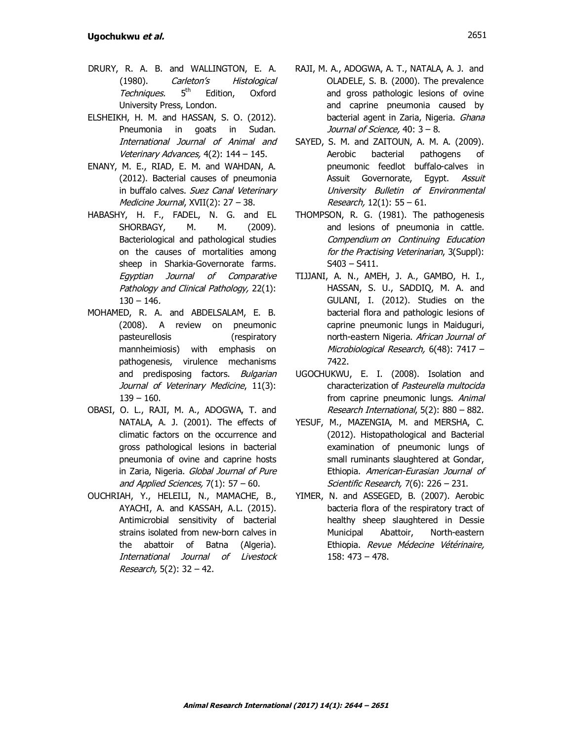DRURY, R. A. B. and WALLINGTON, E. A. (1980). *Carleton's Histological Techniques.* 5th Edition, Oxford University Press, London.

ELSHEIKH, H. M. and HASSAN, S. O. (2012). Pneumonia in goats in Sudan. *International Journal of Animal and Veterinary Advances,* 4(2): 144 – 145.

ENANY, M. E., RIAD, E. M. and WAHDAN, A. (2012). Bacterial causes of pneumonia in buffalo calves. *Suez Canal Veterinary Medicine Journal*, XVII(2): 27 – 38.

HABASHY, H. F., FADEL, N. G. and EL SHORBAGY, M. M. (2009). Bacteriological and pathological studies on the causes of mortalities among sheep in Sharkia-Governorate farms. *Egyptian Journal of Comparative Pathology and Clinical Pathology,* 22(1): 130 – 146.

MOHAMED, R. A. and ABDELSALAM, E. B. (2008). A review on pneumonic pasteurellosis (respiratory mannheimiosis) with emphasis on pathogenesis, virulence mechanisms and predisposing factors. *Bulgarian Journal of Veterinary Medicine*, 11(3): 139 – 160.

OBASI, O. L., RAJI, M. A., ADOGWA, T. and NATALA, A. J. (2001). The effects of climatic factors on the occurrence and gross pathological lesions in bacterial pneumonia of ovine and caprine hosts in Zaria, Nigeria. *Global Journal of Pure and Applied Sciences,* 7(1): 57 – 60.

OUCHRIAH, Y., HELEILI, N., MAMACHE, B., AYACHI, A. and KASSAH, A.L. (2015). Antimicrobial sensitivity of bacterial strains isolated from new-born calves in the abattoir of Batna (Algeria). *International Journal of Livestock Research,* 5(2): 32 – 42.

RAJI, M. A., ADOGWA, A. T., NATALA, A. J. and OLADELE, S. B. (2000). The prevalence and gross pathologic lesions of ovine and caprine pneumonia caused by bacterial agent in Zaria, Nigeria. *Ghana Journal of Science,* 40: 3 – 8.

SAYED, S. M. and ZAITOUN, A. M. A. (2009). Aerobic bacterial pathogens of pneumonic feedlot buffalo-calves in Assuit Governorate, Egypt. *Assuit University Bulletin of Environmental Research,* 12(1): 55 – 61.

THOMPSON, R. G. (1981). The pathogenesis and lesions of pneumonia in cattle. *Compendium on Continuing Education for the Practising Veterinarian*, 3(Suppl): S403 – S411.

TIJJANI, A. N., AMEH, J. A., GAMBO, H. I., HASSAN, S. U., SADDIQ, M. A. and GULANI, I. (2012). Studies on the bacterial flora and pathologic lesions of caprine pneumonic lungs in Maiduguri, north-eastern Nigeria. *African Journal of Microbiological Research,* 6(48): 7417 – 7422.

UGOCHUKWU, E. I. (2008). Isolation and characterization of *Pasteurella multocida* from caprine pneumonic lungs. *Animal Research International*, 5(2): 880 – 882.

YESUF, M., MAZENGIA, M. and MERSHA, C. (2012). Histopathological and Bacterial examination of pneumonic lungs of small ruminants slaughtered at Gondar, Ethiopia. *American-Eurasian Journal of Scientific Research,* 7(6): 226 – 231.

YIMER, N. and ASSEGED, B. (2007). Aerobic bacteria flora of the respiratory tract of healthy sheep slaughtered in Dessie Municipal Abattoir, North-eastern Ethiopia. *Revue Médecine Vétérinaire,* 158: 473 – 478.